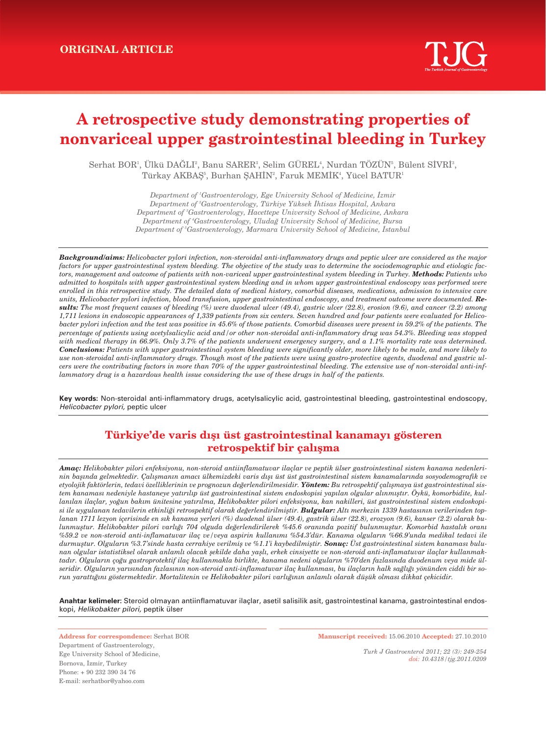ORIGINAL ARTICLE

# A retrospective study demonstrating properties of nonvariceal upper gastrointestinal bleeding in Turkey

Serhat BOR[1], Ülkü DAĞLI[2], Banu SARER[3], Selim GÜREL[4], Nurdan TÖZÜN[5], Bülent SİVRİ[3], Türkay AKBAŞ[5], Burhan ŞAHİN[2], Faruk MEMİK[4], Yücel BATUR[1]

*Department of [1]Gastroenterology, Ege University School of Medicine, İzmir*
*Department of [2]Gastroenterology, Türkiye Yüksek İhtisas Hospital, Ankara*
*Department of [3]Gastroenterology, Hacettepe University School of Medicine, Ankara*
*Department of [4]Gastroenterology, Uludağ University School of Medicine, Bursa*
*Department of [5]Gastroenterology, Marmara University School of Medicine, İstanbul*

***Background/aims:*** *Helicobacter pylori infection, non-steroidal anti-inflammatory drugs and peptic ulcer are considered as the major factors for upper gastrointestinal system bleeding. The objective of the study was to determine the sociodemographic and etiologic factors, management and outcome of patients with non-variceal upper gastrointestinal system bleeding in Turkey.* ***Methods:*** *Patients who admitted to hospitals with upper gastrointestinal system bleeding and in whom upper gastrointestinal endoscopy was performed were enrolled in this retrospective study. The detailed data of medical history, comorbid diseases, medications, admission to intensive care units, Helicobacter pylori infection, blood transfusion, upper gastrointestinal endoscopy, and treatment outcome were documented.* ***Results:*** *The most frequent causes of bleeding (%) were duodenal ulcer (49.4), gastric ulcer (22.8), erosion (9.6), and cancer (2.2) among 1,711 lesions in endoscopic appearances of 1,339 patients from six centers. Seven hundred and four patients were evaluated for Helicobacter pylori infection and the test was positive in 45.6% of those patients. Comorbid diseases were present in 59.2% of the patients. The percentage of patients using acetylsalicylic acid and/or other non-steroidal anti-inflammatory drug was 54.3%. Bleeding was stopped with medical therapy in 66.9%. Only 3.7% of the patients underwent emergency surgery, and a 1.1% mortality rate was determined.* ***Conclusions:*** *Patients with upper gastrointestinal system bleeding were significantly older, more likely to be male, and more likely to use non-steroidal anti-inflammatory drugs. Though most of the patients were using gastro-protective agents, duodenal and gastric ulcers were the contributing factors in more than 70% of the upper gastrointestinal bleeding. The extensive use of non-steroidal anti-inflammatory drug is a hazardous health issue considering the use of these drugs in half of the patients.*

**Key words:** Non-steroidal anti-inflammatory drugs, acetylsalicylic acid, gastrointestinal bleeding, gastrointestinal endoscopy, *Helicobacter pylori,* peptic ulcer

## Türkiye'de varis dışı üst gastrointestinal kanamayı gösteren retrospektif bir çalışma

***Amaç:*** *Helikobakter pilori enfeksiyonu, non-steroid antiinflamatuvar ilaçlar ve peptik ülser gastrointestinal sistem kanama nedenlerinin başında gelmektedir. Çalışmanın amacı ülkemizdeki varis dışı üst üst gastrointestinal sistem kanamalarında sosyodemografik ve etyolojik faktörlerin, tedavi özelliklerinin ve prognozun değerlendirilmesidir.* ***Yöntem:*** *Bu retrospektif çalışmaya üst gastrointestinal sistem kanaması nedeniyle hastaneye yatırılıp üst gastrointestinal sistem endoskopisi yapılan olgular alınmıştır. Öykü, komorbidite, kullanılan ilaçlar, yoğun bakım ünitesine yatırılma, Helikobakter pilori enfeksiyonu, kan nakilleri, üst gastrointestinal sistem endoskopisi ile uygulanan tedavilerin etkinliği retrospektif olarak değerlendirilmiştir.* ***Bulgular:*** *Altı merkezin 1339 hastasının verilerinden toplanan 1711 lezyon içerisinde en sık kanama yerleri (%) duodenal ülser (49.4), gastrik ülser (22.8), erozyon (9.6), kanser (2.2) olarak bulunmuştur. Helikobakter pilori varlığı 704 olguda değerlendirilerek %45.6 oranında pozitif bulunmuştur. Komorbid hastalık oranı %59.2 ve non-steroid anti-inflamatuvar ilaç ve/veya aspirin kullanımı %54.3'dür. Kanama olguların %66.9'unda medikal tedavi ile durmuştur. Olguların %3.7'sinde hasta cerrahiye verilmiş ve %1.1'i kaybedilmiştir.* ***Sonuç:*** *Üst gastrointestinal sistem kanaması bulunan olgular istatistiksel olarak anlamlı olacak şekilde daha yaşlı, erkek cinsiyette ve non-steroid anti-inflamatuvar ilaçlar kullanmaktadır. Olguların çoğu gastroprotektif ilaç kullanmakla birlikte, kanama nedeni olguların %70'den fazlasında duodenum veya mide ülseridir. Olguların yarısından fazlasının non-steroid anti-inflamatuvar ilaç kullanması, bu ilaçların halk sağlığı yönünden ciddi bir sorun yarattığını göstermektedir. Mortalitenin ve Helikobakter pilori varlığının anlamlı olarak düşük olması dikkat çekicidir.*

**Anahtar kelimeler:** Steroid olmayan antiinflamatuvar ilaçlar, asetil salisilik asit, gastrointestinal kanama, gastrointestinal endoskopi, *Helikobakter pilori,* peptik ülser

**Address for correspondence:** Serhat BOR
Department of Gastroenterology,
Ege University School of Medicine,
Bornova, İzmir, Turkey
Phone: + 90 232 390 34 76
E-mail: serhatbor@yahoo.com

**Manuscript received:** 15.06.2010 **Accepted:** 27.10.2010

*Turk J Gastroenterol 2011; 22 (3): 249-254*
*doi: 10.4318/tjg.2011.0209*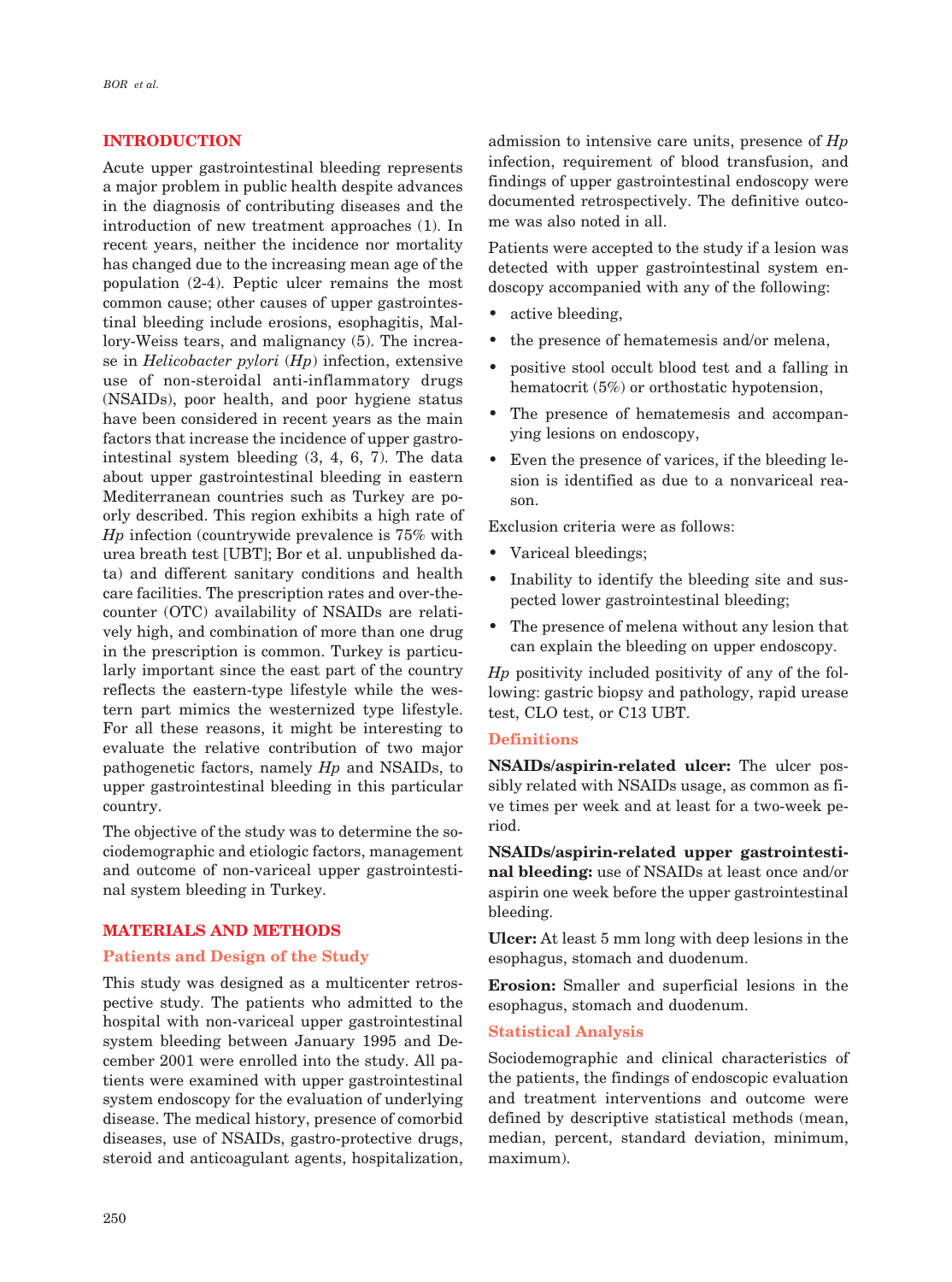## INTRODUCTION

Acute upper gastrointestinal bleeding represents a major problem in public health despite advances in the diagnosis of contributing diseases and the introduction of new treatment approaches (1). In recent years, neither the incidence nor mortality has changed due to the increasing mean age of the population (2-4). Peptic ulcer remains the most common cause; other causes of upper gastrointestinal bleeding include erosions, esophagitis, Mallory-Weiss tears, and malignancy (5). The increase in *Helicobacter pylori* (*Hp*) infection, extensive use of non-steroidal anti-inflammatory drugs (NSAIDs), poor health, and poor hygiene status have been considered in recent years as the main factors that increase the incidence of upper gastrointestinal system bleeding (3, 4, 6, 7). The data about upper gastrointestinal bleeding in eastern Mediterranean countries such as Turkey are poorly described. This region exhibits a high rate of *Hp* infection (countrywide prevalence is 75% with urea breath test [UBT]; Bor et al. unpublished data) and different sanitary conditions and health care facilities. The prescription rates and over-the-counter (OTC) availability of NSAIDs are relatively high, and combination of more than one drug in the prescription is common. Turkey is particularly important since the east part of the country reflects the eastern-type lifestyle while the western part mimics the westernized type lifestyle. For all these reasons, it might be interesting to evaluate the relative contribution of two major pathogenetic factors, namely *Hp* and NSAIDs, to upper gastrointestinal bleeding in this particular country.

The objective of the study was to determine the sociodemographic and etiologic factors, management and outcome of non-variceal upper gastrointestinal system bleeding in Turkey.

## MATERIALS AND METHODS

### Patients and Design of the Study

This study was designed as a multicenter retrospective study. The patients who admitted to the hospital with non-variceal upper gastrointestinal system bleeding between January 1995 and December 2001 were enrolled into the study. All patients were examined with upper gastrointestinal system endoscopy for the evaluation of underlying disease. The medical history, presence of comorbid diseases, use of NSAIDs, gastro-protective drugs, steroid and anticoagulant agents, hospitalization, admission to intensive care units, presence of *Hp* infection, requirement of blood transfusion, and findings of upper gastrointestinal endoscopy were documented retrospectively. The definitive outcome was also noted in all.

Patients were accepted to the study if a lesion was detected with upper gastrointestinal system endoscopy accompanied with any of the following:

- active bleeding,
- the presence of hematemesis and/or melena,
- positive stool occult blood test and a falling in hematocrit (5%) or orthostatic hypotension,
- The presence of hematemesis and accompanying lesions on endoscopy,
- Even the presence of varices, if the bleeding lesion is identified as due to a nonvariceal reason.

Exclusion criteria were as follows:

- Variceal bleedings;
- Inability to identify the bleeding site and suspected lower gastrointestinal bleeding;
- The presence of melena without any lesion that can explain the bleeding on upper endoscopy.

*Hp* positivity included positivity of any of the following: gastric biopsy and pathology, rapid urease test, CLO test, or C13 UBT.

### Definitions

**NSAIDs/aspirin-related ulcer:** The ulcer possibly related with NSAIDs usage, as common as five times per week and at least for a two-week period.

**NSAIDs/aspirin-related upper gastrointestinal bleeding:** use of NSAIDs at least once and/or aspirin one week before the upper gastrointestinal bleeding.

**Ulcer:** At least 5 mm long with deep lesions in the esophagus, stomach and duodenum.

**Erosion:** Smaller and superficial lesions in the esophagus, stomach and duodenum.

### Statistical Analysis

Sociodemographic and clinical characteristics of the patients, the findings of endoscopic evaluation and treatment interventions and outcome were defined by descriptive statistical methods (mean, median, percent, standard deviation, minimum, maximum).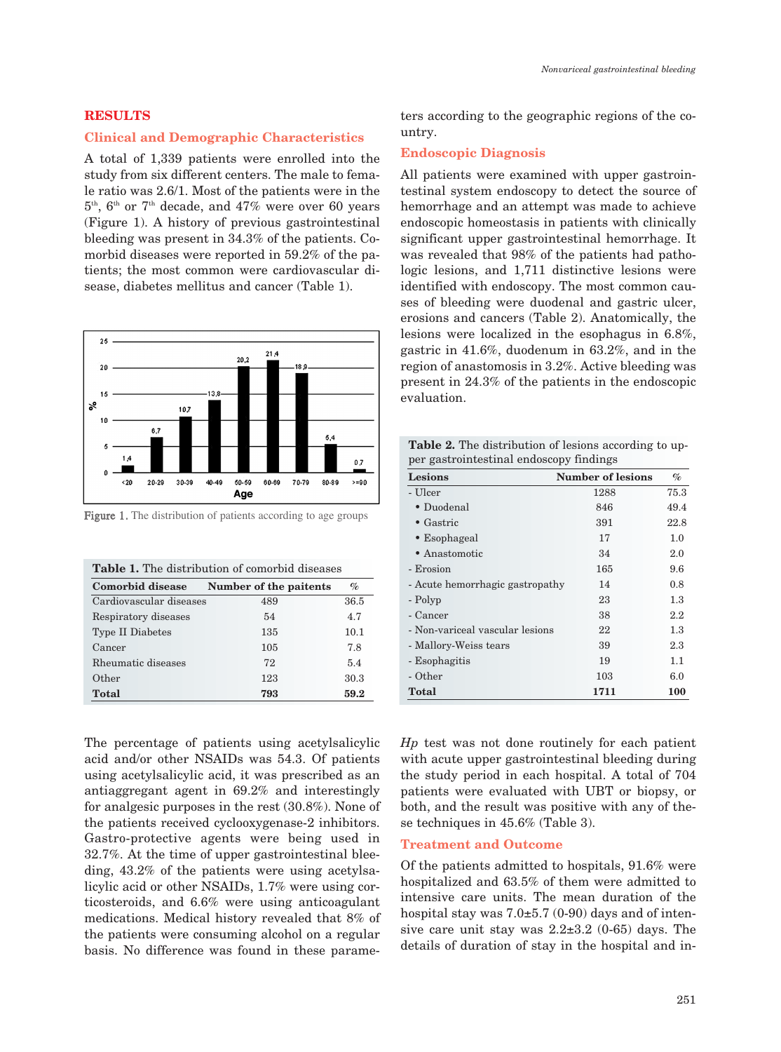## RESULTS

### Clinical and Demographic Characteristics

A total of 1,339 patients were enrolled into the study from six different centers. The male to female ratio was 2.6/1. Most of the patients were in the 5th, 6th or 7th decade, and 47% were over 60 years (Figure 1). A history of previous gastrointestinal bleeding was present in 34.3% of the patients. Comorbid diseases were reported in 59.2% of the patients; the most common were cardiovascular disease, diabetes mellitus and cancer (Table 1).

Figure 1. The distribution of patients according to age groups

**Table 1.** The distribution of comorbid diseases

| Comorbid disease | Number of the paitents | % |
|---|---|---|
| Cardiovascular diseases | 489 | 36.5 |
| Respiratory diseases | 54 | 4.7 |
| Type II Diabetes | 135 | 10.1 |
| Cancer | 105 | 7.8 |
| Rheumatic diseases | 72 | 5.4 |
| Other | 123 | 30.3 |
| **Total** | **793** | **59.2** |

The percentage of patients using acetylsalicylic acid and/or other NSAIDs was 54.3. Of patients using acetylsalicylic acid, it was prescribed as an antiaggregant agent in 69.2% and interestingly for analgesic purposes in the rest (30.8%). None of the patients received cyclooxygenase-2 inhibitors. Gastro-protective agents were being used in 32.7%. At the time of upper gastrointestinal bleeding, 43.2% of the patients were using acetylsalicylic acid or other NSAIDs, 1.7% were using corticosteroids, and 6.6% were using anticoagulant medications. Medical history revealed that 8% of the patients were consuming alcohol on a regular basis. No difference was found in these parameters according to the geographic regions of the country.

### Endoscopic Diagnosis

All patients were examined with upper gastrointestinal system endoscopy to detect the source of hemorrhage and an attempt was made to achieve endoscopic homeostasis in patients with clinically significant upper gastrointestinal hemorrhage. It was revealed that 98% of the patients had pathologic lesions, and 1,711 distinctive lesions were identified with endoscopy. The most common causes of bleeding were duodenal and gastric ulcer, erosions and cancers (Table 2). Anatomically, the lesions were localized in the esophagus in 6.8%, gastric in 41.6%, duodenum in 63.2%, and in the region of anastomosis in 3.2%. Active bleeding was present in 24.3% of the patients in the endoscopic evaluation.

**Table 2.** The distribution of lesions according to upper gastrointestinal endoscopy findings

| Lesions | Number of lesions | % |
|---|---|---|
| - Ulcer | 1288 | 75.3 |
| • Duodenal | 846 | 49.4 |
| • Gastric | 391 | 22.8 |
| • Esophageal | 17 | 1.0 |
| • Anastomotic | 34 | 2.0 |
| - Erosion | 165 | 9.6 |
| - Acute hemorrhagic gastropathy | 14 | 0.8 |
| - Polyp | 23 | 1.3 |
| - Cancer | 38 | 2.2 |
| - Non-variceal vascular lesions | 22 | 1.3 |
| - Mallory-Weiss tears | 39 | 2.3 |
| - Esophagitis | 19 | 1.1 |
| - Other | 103 | 6.0 |
| **Total** | **1711** | **100** |

*Hp* test was not done routinely for each patient with acute upper gastrointestinal bleeding during the study period in each hospital. A total of 704 patients were evaluated with UBT or biopsy, or both, and the result was positive with any of these techniques in 45.6% (Table 3).

### Treatment and Outcome

Of the patients admitted to hospitals, 91.6% were hospitalized and 63.5% of them were admitted to intensive care units. The mean duration of the hospital stay was 7.0±5.7 (0-90) days and of intensive care unit stay was 2.2±3.2 (0-65) days. The details of duration of stay in the hospital and in-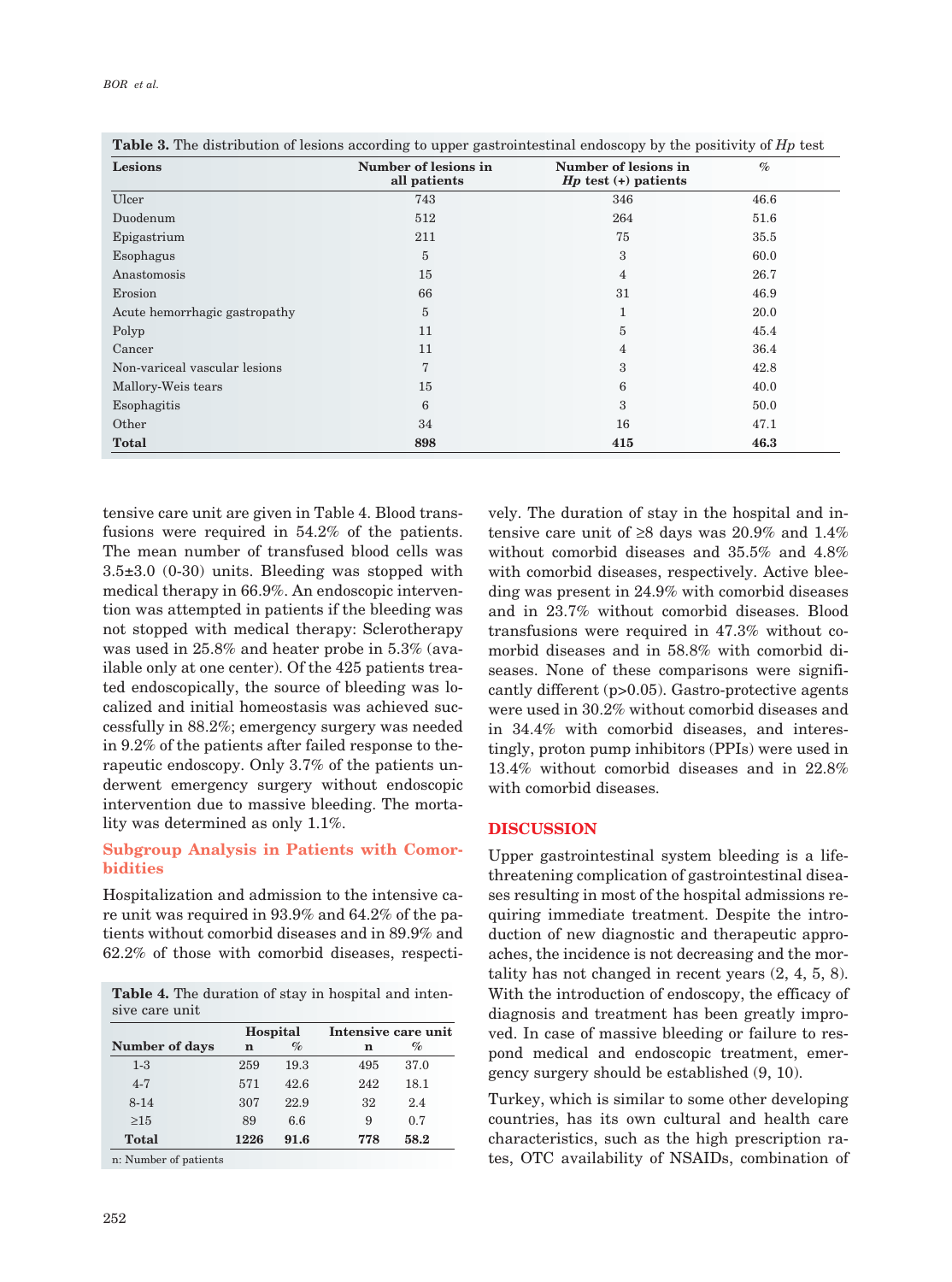**Table 3.** The distribution of lesions according to upper gastrointestinal endoscopy by the positivity of *Hp* test

| Lesions | Number of lesions in all patients | Number of lesions in *Hp* test (+) patients | % |
|---|---|---|---|
| Ulcer | 743 | 346 | 46.6 |
| Duodenum | 512 | 264 | 51.6 |
| Epigastrium | 211 | 75 | 35.5 |
| Esophagus | 5 | 3 | 60.0 |
| Anastomosis | 15 | 4 | 26.7 |
| Erosion | 66 | 31 | 46.9 |
| Acute hemorrhagic gastropathy | 5 | 1 | 20.0 |
| Polyp | 11 | 5 | 45.4 |
| Cancer | 11 | 4 | 36.4 |
| Non-variceal vascular lesions | 7 | 3 | 42.8 |
| Mallory-Weis tears | 15 | 6 | 40.0 |
| Esophagitis | 6 | 3 | 50.0 |
| Other | 34 | 16 | 47.1 |
| **Total** | **898** | **415** | **46.3** |

tensive care unit are given in Table 4. Blood transfusions were required in 54.2% of the patients. The mean number of transfused blood cells was 3.5±3.0 (0-30) units. Bleeding was stopped with medical therapy in 66.9%. An endoscopic intervention was attempted in patients if the bleeding was not stopped with medical therapy: Sclerotherapy was used in 25.8% and heater probe in 5.3% (available only at one center). Of the 425 patients treated endoscopically, the source of bleeding was localized and initial homeostasis was achieved successfully in 88.2%; emergency surgery was needed in 9.2% of the patients after failed response to therapeutic endoscopy. Only 3.7% of the patients underwent emergency surgery without endoscopic intervention due to massive bleeding. The mortality was determined as only 1.1%.

### Subgroup Analysis in Patients with Comorbidities

Hospitalization and admission to the intensive care unit was required in 93.9% and 64.2% of the patients without comorbid diseases and in 89.9% and 62.2% of those with comorbid diseases, respectively. The duration of stay in the hospital and intensive care unit of ≥8 days was 20.9% and 1.4% without comorbid diseases and 35.5% and 4.8% with comorbid diseases, respectively. Active bleeding was present in 24.9% with comorbid diseases and in 23.7% without comorbid diseases. Blood transfusions were required in 47.3% without comorbid diseases and in 58.8% with comorbid diseases. None of these comparisons were significantly different ($p>0.05$). Gastro-protective agents were used in 30.2% without comorbid diseases and in 34.4% with comorbid diseases, and interestingly, proton pump inhibitors (PPIs) were used in 13.4% without comorbid diseases and in 22.8% with comorbid diseases.

**Table 4.** The duration of stay in hospital and intensive care unit

| Number of days | Hospital n | Hospital % | Intensive care unit n | Intensive care unit % |
|---|---|---|---|---|
| 1-3 | 259 | 19.3 | 495 | 37.0 |
| 4-7 | 571 | 42.6 | 242 | 18.1 |
| 8-14 | 307 | 22.9 | 32 | 2.4 |
| ≥15 | 89 | 6.6 | 9 | 0.7 |
| **Total** | **1226** | **91.6** | **778** | **58.2** |

n: Number of patients

## DISCUSSION

Upper gastrointestinal system bleeding is a life-threatening complication of gastrointestinal diseases resulting in most of the hospital admissions requiring immediate treatment. Despite the introduction of new diagnostic and therapeutic approaches, the incidence is not decreasing and the mortality has not changed in recent years (2, 4, 5, 8). With the introduction of endoscopy, the efficacy of diagnosis and treatment has been greatly improved. In case of massive bleeding or failure to respond medical and endoscopic treatment, emergency surgery should be established (9, 10).

Turkey, which is similar to some other developing countries, has its own cultural and health care characteristics, such as the high prescription rates, OTC availability of NSAIDs, combination of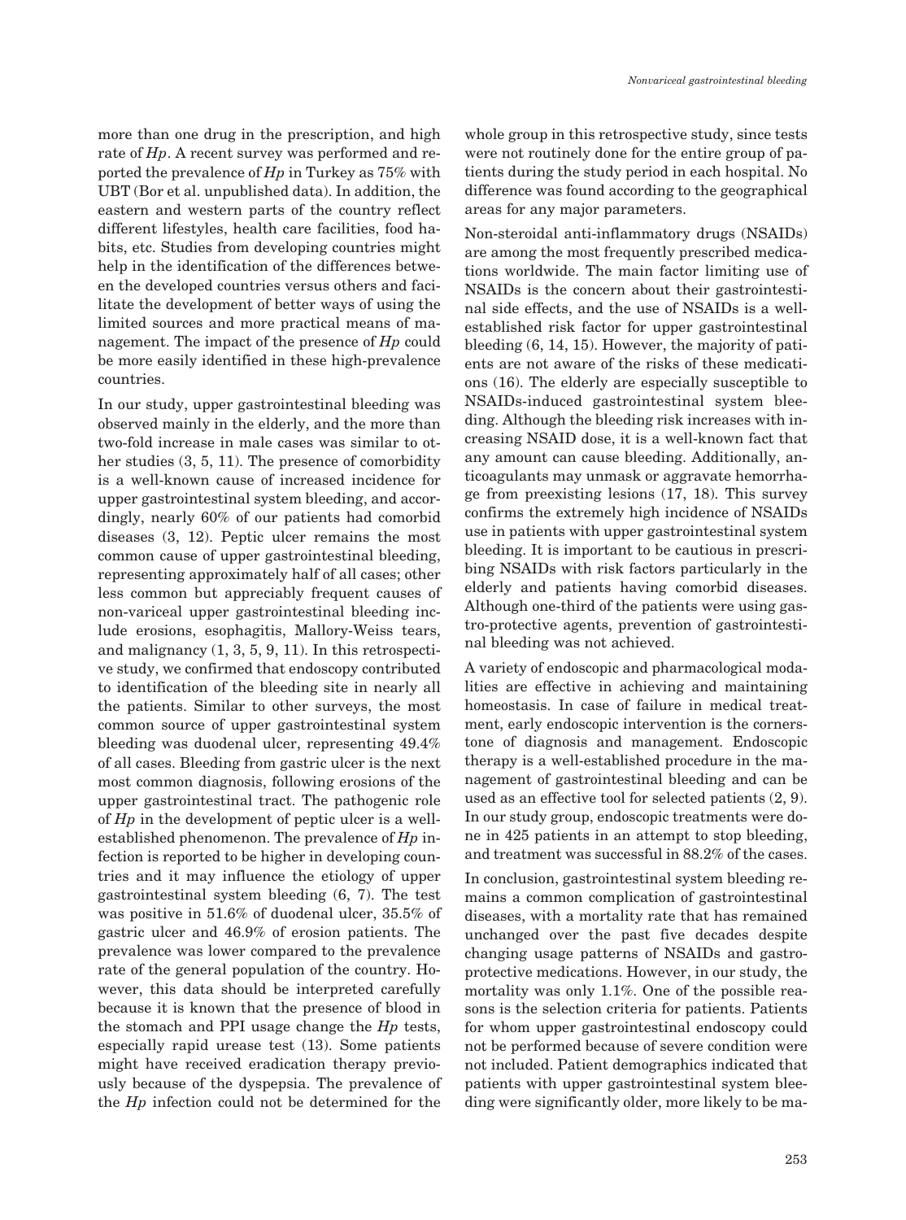more than one drug in the prescription, and high rate of *Hp*. A recent survey was performed and reported the prevalence of *Hp* in Turkey as 75% with UBT (Bor et al. unpublished data). In addition, the eastern and western parts of the country reflect different lifestyles, health care facilities, food habits, etc. Studies from developing countries might help in the identification of the differences between the developed countries versus others and facilitate the development of better ways of using the limited sources and more practical means of management. The impact of the presence of *Hp* could be more easily identified in these high-prevalence countries.

In our study, upper gastrointestinal bleeding was observed mainly in the elderly, and the more than two-fold increase in male cases was similar to other studies (3, 5, 11). The presence of comorbidity is a well-known cause of increased incidence for upper gastrointestinal system bleeding, and accordingly, nearly 60% of our patients had comorbid diseases (3, 12). Peptic ulcer remains the most common cause of upper gastrointestinal bleeding, representing approximately half of all cases; other less common but appreciably frequent causes of non-variceal upper gastrointestinal bleeding include erosions, esophagitis, Mallory-Weiss tears, and malignancy (1, 3, 5, 9, 11). In this retrospective study, we confirmed that endoscopy contributed to identification of the bleeding site in nearly all the patients. Similar to other surveys, the most common source of upper gastrointestinal system bleeding was duodenal ulcer, representing 49.4% of all cases. Bleeding from gastric ulcer is the next most common diagnosis, following erosions of the upper gastrointestinal tract. The pathogenic role of *Hp* in the development of peptic ulcer is a well-established phenomenon. The prevalence of *Hp* infection is reported to be higher in developing countries and it may influence the etiology of upper gastrointestinal system bleeding (6, 7). The test was positive in 51.6% of duodenal ulcer, 35.5% of gastric ulcer and 46.9% of erosion patients. The prevalence was lower compared to the prevalence rate of the general population of the country. However, this data should be interpreted carefully because it is known that the presence of blood in the stomach and PPI usage change the *Hp* tests, especially rapid urease test (13). Some patients might have received eradication therapy previously because of the dyspepsia. The prevalence of the *Hp* infection could not be determined for the whole group in this retrospective study, since tests were not routinely done for the entire group of patients during the study period in each hospital. No difference was found according to the geographical areas for any major parameters.

Non-steroidal anti-inflammatory drugs (NSAIDs) are among the most frequently prescribed medications worldwide. The main factor limiting use of NSAIDs is the concern about their gastrointestinal side effects, and the use of NSAIDs is a well-established risk factor for upper gastrointestinal bleeding (6, 14, 15). However, the majority of patients are not aware of the risks of these medications (16). The elderly are especially susceptible to NSAIDs-induced gastrointestinal system bleeding. Although the bleeding risk increases with increasing NSAID dose, it is a well-known fact that any amount can cause bleeding. Additionally, anticoagulants may unmask or aggravate hemorrhage from preexisting lesions (17, 18). This survey confirms the extremely high incidence of NSAIDs use in patients with upper gastrointestinal system bleeding. It is important to be cautious in prescribing NSAIDs with risk factors particularly in the elderly and patients having comorbid diseases. Although one-third of the patients were using gastro-protective agents, prevention of gastrointestinal bleeding was not achieved.

A variety of endoscopic and pharmacological modalities are effective in achieving and maintaining homeostasis. In case of failure in medical treatment, early endoscopic intervention is the cornerstone of diagnosis and management. Endoscopic therapy is a well-established procedure in the management of gastrointestinal bleeding and can be used as an effective tool for selected patients (2, 9). In our study group, endoscopic treatments were done in 425 patients in an attempt to stop bleeding, and treatment was successful in 88.2% of the cases.

In conclusion, gastrointestinal system bleeding remains a common complication of gastrointestinal diseases, with a mortality rate that has remained unchanged over the past five decades despite changing usage patterns of NSAIDs and gastroprotective medications. However, in our study, the mortality was only 1.1%. One of the possible reasons is the selection criteria for patients. Patients for whom upper gastrointestinal endoscopy could not be performed because of severe condition were not included. Patient demographics indicated that patients with upper gastrointestinal system bleeding were significantly older, more likely to be ma-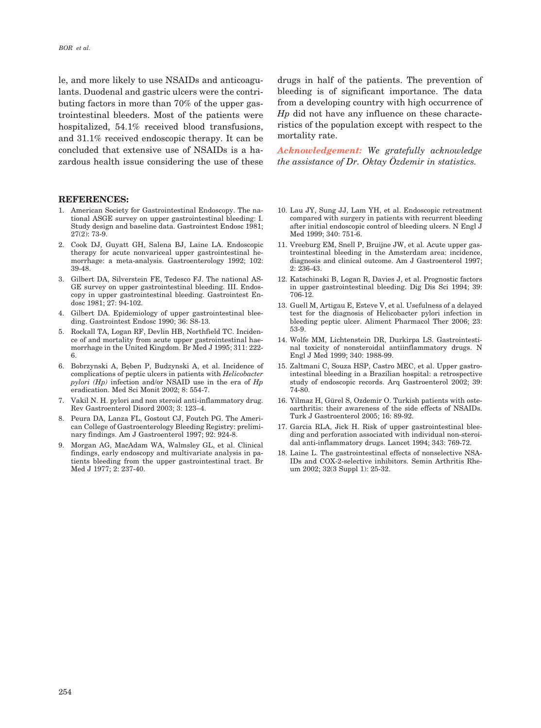le, and more likely to use NSAIDs and anticoagulants. Duodenal and gastric ulcers were the contributing factors in more than 70% of the upper gastrointestinal bleeders. Most of the patients were hospitalized, 54.1% received blood transfusions, and 31.1% received endoscopic therapy. It can be concluded that extensive use of NSAIDs is a hazardous health issue considering the use of these drugs in half of the patients. The prevention of bleeding is of significant importance. The data from a developing country with high occurrence of *Hp* did not have any influence on these characteristics of the population except with respect to the mortality rate.

***Acknowledgement:*** *We gratefully acknowledge the assistance of Dr. Oktay Özdemir in statistics.*

## REFERENCES:

1. American Society for Gastrointestinal Endoscopy. The national ASGE survey on upper gastrointestinal bleeding: I. Study design and baseline data. Gastrointest Endosc 1981; 27(2): 73-9.
2. Cook DJ, Guyatt GH, Salena BJ, Laine LA. Endoscopic therapy for acute nonvariceal upper gastrointestinal hemorrhage: a meta-analysis. Gastroenterology 1992; 102: 39-48.
3. Gilbert DA, Silverstein FE, Tedesco FJ. The national ASGE survey on upper gastrointestinal bleeding. III. Endoscopy in upper gastrointestinal bleeding. Gastrointest Endosc 1981; 27: 94-102.
4. Gilbert DA. Epidemiology of upper gastrointestinal bleeding. Gastrointest Endosc 1990; 36: S8-13.
5. Rockall TA, Logan RF, Devlin HB, Northfield TC. Incidence of and mortality from acute upper gastrointestinal haemorrhage in the United Kingdom. Br Med J 1995; 311: 222-6.
6. Bobrzynski A, Bęben P, Budzynski A, et al. Incidence of complications of peptic ulcers in patients with *Helicobacter pylori (Hp)* infection and/or NSAID use in the era of *Hp* eradication. Med Sci Monit 2002; 8: 554-7.
7. Vakil N. H. pylori and non steroid anti-inflammatory drug. Rev Gastroenterol Disord 2003; 3: 123–4.
8. Peura DA, Lanza FL, Gostout CJ, Foutch PG. The American College of Gastroenterology Bleeding Registry: preliminary findings. Am J Gastroenterol 1997; 92: 924-8.
9. Morgan AG, MacAdam WA, Walmsley GL, et al. Clinical findings, early endoscopy and multivariate analysis in patients bleeding from the upper gastrointestinal tract. Br Med J 1977; 2: 237-40.
10. Lau JY, Sung JJ, Lam YH, et al. Endoscopic retreatment compared with surgery in patients with recurrent bleeding after initial endoscopic control of bleeding ulcers. N Engl J Med 1999; 340: 751-6.
11. Vreeburg EM, Snell P, Bruijne JW, et al. Acute upper gastrointestinal bleeding in the Amsterdam area: incidence, diagnosis and clinical outcome. Am J Gastroenterol 1997; 2: 236-43.
12. Katschinski B, Logan R, Davies J, et al. Prognostic factors in upper gastrointestinal bleeding. Dig Dis Sci 1994; 39: 706-12.
13. Guell M, Artigau E, Esteve V, et al. Usefulness of a delayed test for the diagnosis of Helicobacter pylori infection in bleeding peptic ulcer. Aliment Pharmacol Ther 2006; 23: 53-9.
14. Wolfe MM, Lichtenstein DR, Durkirpa LS. Gastrointestinal toxicity of nonsteroidal antiinflammatory drugs. N Engl J Med 1999; 340: 1988-99.
15. Zaltmani C, Souza HSP, Castro MEC, et al. Upper gastrointestinal bleeding in a Brazilian hospital: a retrospective study of endoscopic records. Arq Gastroenterol 2002; 39: 74-80.
16. Yilmaz H, Gürel S, Ozdemir O. Turkish patients with osteoarthritis: their awareness of the side effects of NSAIDs. Turk J Gastroenterol 2005; 16: 89-92.
17. Garcia RLA, Jick H. Risk of upper gastrointestinal bleeding and perforation associated with individual non-steroidal anti-inflammatory drugs. Lancet 1994; 343: 769-72.
18. Laine L. The gastrointestinal effects of nonselective NSAIDs and COX-2-selective inhibitors. Semin Arthritis Rheum 2002; 32(3 Suppl 1): 25-32.